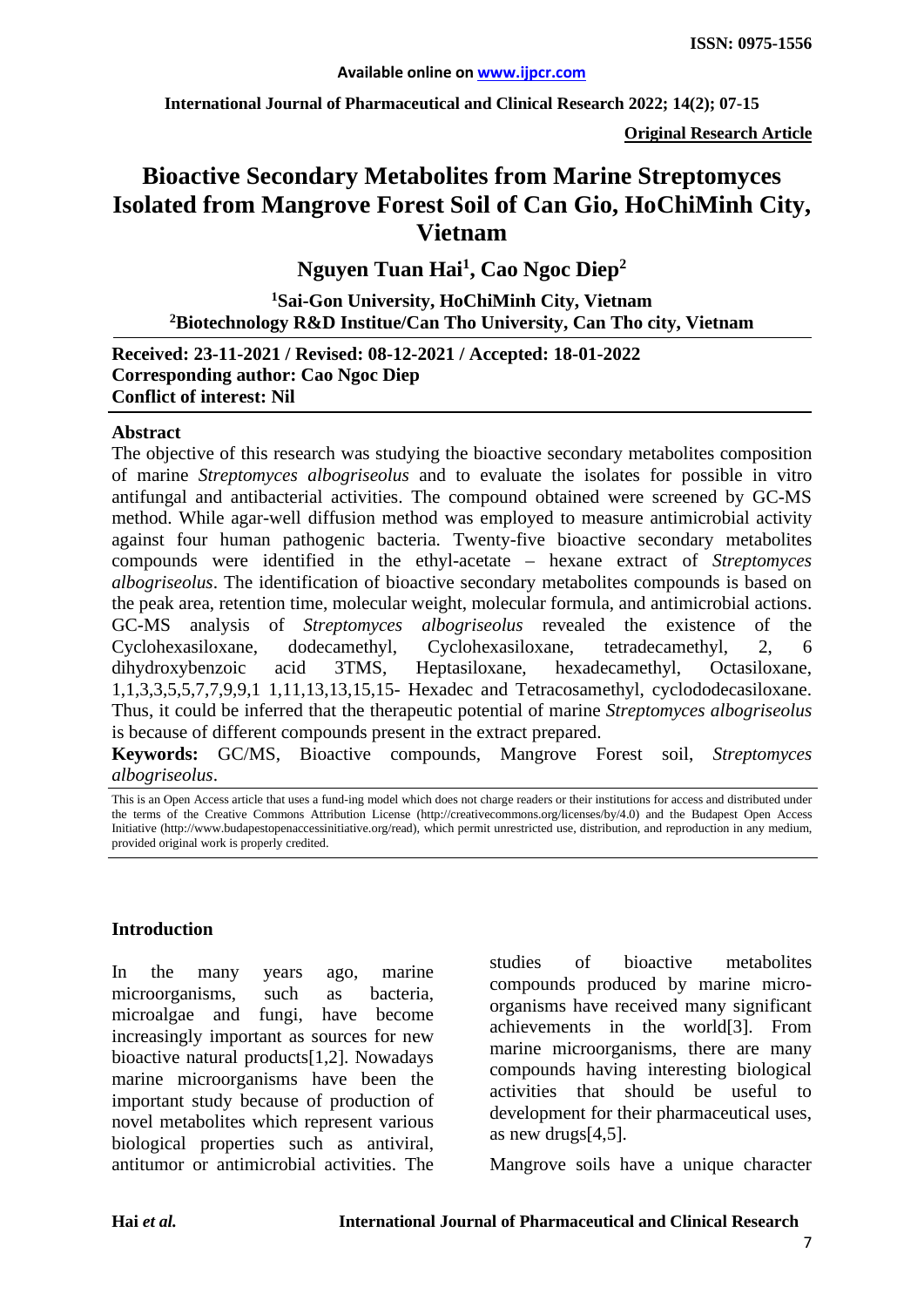**Original Research Article**

# Bioactive Secondary Metabolites from Marine Streptomyces Isolated from Mangrove Forest Soil of Can Gio, HoChiMinh City, Vietnam

**Nguyen Tuan Hai[1], Cao Ngoc Diep[2]**

**[1]Sai-Gon University, HoChiMinh City, Vietnam**
**[2]Biotechnology R&D Institue/Can Tho University, Can Tho city, Vietnam**

**Received: 23-11-2021 / Revised: 08-12-2021 / Accepted: 18-01-2022**
**Corresponding author: Cao Ngoc Diep**
**Conflict of interest: Nil**

## Abstract

The objective of this research was studying the bioactive secondary metabolites composition of marine *Streptomyces albogriseolus* and to evaluate the isolates for possible in vitro antifungal and antibacterial activities. The compound obtained were screened by GC-MS method. While agar-well diffusion method was employed to measure antimicrobial activity against four human pathogenic bacteria. Twenty-five bioactive secondary metabolites compounds were identified in the ethyl-acetate – hexane extract of *Streptomyces albogriseolus*. The identification of bioactive secondary metabolites compounds is based on the peak area, retention time, molecular weight, molecular formula, and antimicrobial actions. GC-MS analysis of *Streptomyces albogriseolus* revealed the existence of the Cyclohexasiloxane, dodecamethyl, Cyclohexasiloxane, tetradecamethyl, 2, 6 dihydroxybenzoic acid 3TMS, Heptasiloxane, hexadecamethyl, Octasiloxane, 1,1,3,3,5,5,7,7,9,9,1 1,11,13,13,15,15- Hexadec and Tetracosamethyl, cyclododecasiloxane. Thus, it could be inferred that the therapeutic potential of marine *Streptomyces albogriseolus* is because of different compounds present in the extract prepared.

**Keywords:** GC/MS, Bioactive compounds, Mangrove Forest soil, *Streptomyces albogriseolus*.

This is an Open Access article that uses a fund-ing model which does not charge readers or their institutions for access and distributed under the terms of the Creative Commons Attribution License (http://creativecommons.org/licenses/by/4.0) and the Budapest Open Access Initiative (http://www.budapestopenaccessinitiative.org/read), which permit unrestricted use, distribution, and reproduction in any medium, provided original work is properly credited.

## Introduction

In the many years ago, marine microorganisms, such as bacteria, microalgae and fungi, have become increasingly important as sources for new bioactive natural products[1,2]. Nowadays marine microorganisms have been the important study because of production of novel metabolites which represent various biological properties such as antiviral, antitumor or antimicrobial activities. The studies of bioactive metabolites compounds produced by marine micro-organisms have received many significant achievements in the world[3]. From marine microorganisms, there are many compounds having interesting biological activities that should be useful to development for their pharmaceutical uses, as new drugs[4,5].

Mangrove soils have a unique character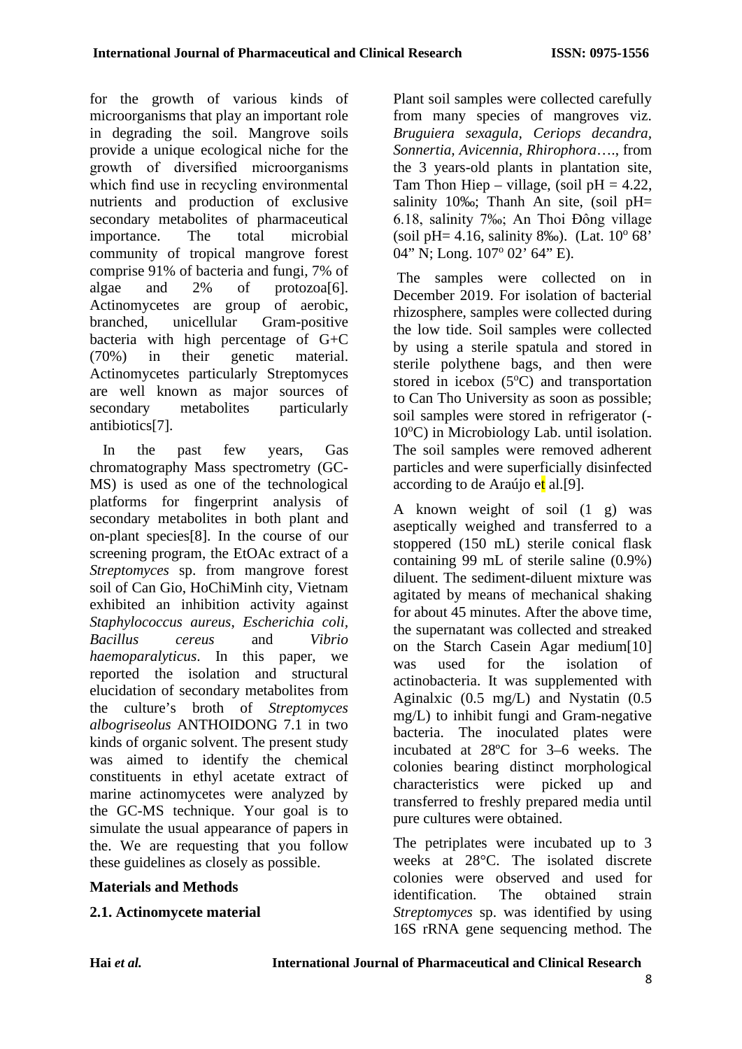for the growth of various kinds of microorganisms that play an important role in degrading the soil. Mangrove soils provide a unique ecological niche for the growth of diversified microorganisms which find use in recycling environmental nutrients and production of exclusive secondary metabolites of pharmaceutical importance. The total microbial community of tropical mangrove forest comprise 91% of bacteria and fungi, 7% of algae and 2% of protozoa[6]. Actinomycetes are group of aerobic, branched, unicellular Gram-positive bacteria with high percentage of G+C (70%) in their genetic material. Actinomycetes particularly Streptomyces are well known as major sources of secondary metabolites particularly antibiotics[7].

In the past few years, Gas chromatography Mass spectrometry (GC-MS) is used as one of the technological platforms for fingerprint analysis of secondary metabolites in both plant and on-plant species[8]. In the course of our screening program, the EtOAc extract of a *Streptomyces* sp. from mangrove forest soil of Can Gio, HoChiMinh city, Vietnam exhibited an inhibition activity against *Staphylococcus aureus*, *Escherichia coli*, *Bacillus cereus* and *Vibrio haemoparalyticus*. In this paper, we reported the isolation and structural elucidation of secondary metabolites from the culture's broth of *Streptomyces albogriseolus* ANTHOIDONG 7.1 in two kinds of organic solvent. The present study was aimed to identify the chemical constituents in ethyl acetate extract of marine actinomycetes were analyzed by the GC-MS technique. Your goal is to simulate the usual appearance of papers in the. We are requesting that you follow these guidelines as closely as possible.

## Materials and Methods

### 2.1. Actinomycete material

Plant soil samples were collected carefully from many species of mangroves viz. *Bruguiera sexagula*, *Ceriops decandra*, *Sonnertia*, *Avicennia*, *Rhirophora*…., from the 3 years-old plants in plantation site, Tam Thon Hiep – village, (soil pH = 4.22, salinity 10‰; Thanh An site, (soil pH= 6.18, salinity 7‰; An Thoi Đông village (soil pH= 4.16, salinity 8‰). (Lat. 10º 68' 04" N; Long. 107º 02' 64" E).

The samples were collected on in December 2019. For isolation of bacterial rhizosphere, samples were collected during the low tide. Soil samples were collected by using a sterile spatula and stored in sterile polythene bags, and then were stored in icebox (5ºC) and transportation to Can Tho University as soon as possible; soil samples were stored in refrigerator (-10ºC) in Microbiology Lab. until isolation. The soil samples were removed adherent particles and were superficially disinfected according to de Araújo et al.[9].

A known weight of soil (1 g) was aseptically weighed and transferred to a stoppered (150 mL) sterile conical flask containing 99 mL of sterile saline (0.9%) diluent. The sediment-diluent mixture was agitated by means of mechanical shaking for about 45 minutes. After the above time, the supernatant was collected and streaked on the Starch Casein Agar medium[10] was used for the isolation of actinobacteria. It was supplemented with Aginalxic (0.5 mg/L) and Nystatin (0.5 mg/L) to inhibit fungi and Gram-negative bacteria. The inoculated plates were incubated at 28ºC for 3–6 weeks. The colonies bearing distinct morphological characteristics were picked up and transferred to freshly prepared media until pure cultures were obtained.

The petriplates were incubated up to 3 weeks at 28°C. The isolated discrete colonies were observed and used for identification. The obtained strain *Streptomyces* sp. was identified by using 16S rRNA gene sequencing method. The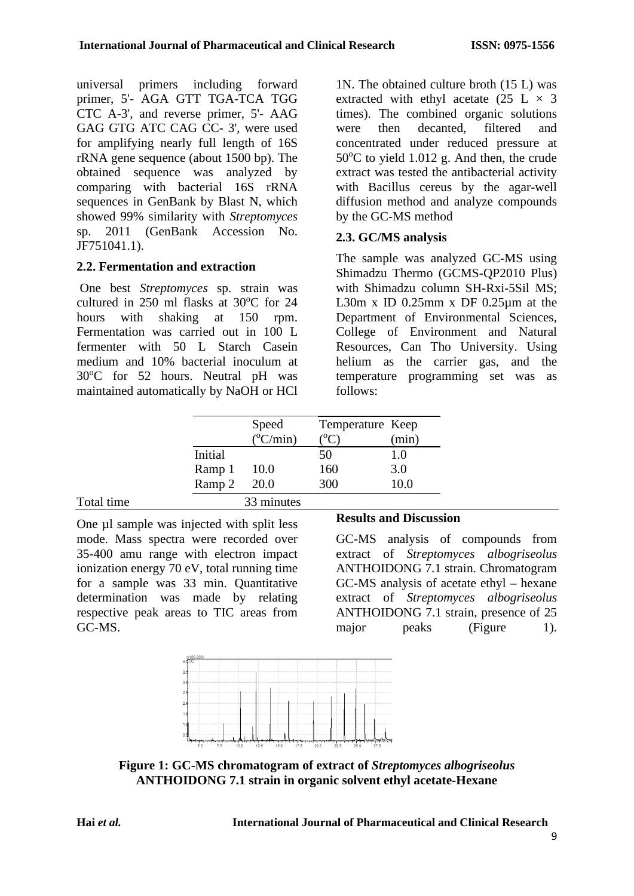universal primers including forward primer, 5'- AGA GTT TGA-TCA TGG CTC A-3', and reverse primer, 5'- AAG GAG GTG ATC CAG CC- 3', were used for amplifying nearly full length of 16S rRNA gene sequence (about 1500 bp). The obtained sequence was analyzed by comparing with bacterial 16S rRNA sequences in GenBank by Blast N, which showed 99% similarity with *Streptomyces* sp. 2011 (GenBank Accession No. JF751041.1).

### 2.2. Fermentation and extraction

One best *Streptomyces* sp. strain was cultured in 250 ml flasks at 30$^o$C for 24 hours with shaking at 150 rpm. Fermentation was carried out in 100 L fermenter with 50 L Starch Casein medium and 10% bacterial inoculum at 30$^o$C for 52 hours. Neutral pH was maintained automatically by NaOH or HCl 1N. The obtained culture broth (15 L) was extracted with ethyl acetate (25 L × 3 times). The combined organic solutions were then decanted, filtered and concentrated under reduced pressure at 50$^o$C to yield 1.012 g. And then, the crude extract was tested the antibacterial activity with Bacillus cereus by the agar-well diffusion method and analyze compounds by the GC-MS method

### 2.3. GC/MS analysis

The sample was analyzed GC-MS using Shimadzu Thermo (GCMS-QP2010 Plus) with Shimadzu column SH-Rxi-5Sil MS; L30m x ID 0.25mm x DF 0.25µm at the Department of Environmental Sciences, College of Environment and Natural Resources, Can Tho University. Using helium as the carrier gas, and the temperature programming set was as follows:

| | Speed ($^o$C/min) | Temperature ($^o$C) | Keep (min) |
|---|---|---|---|
| Initial | | 50 | 1.0 |
| Ramp 1 | 10.0 | 160 | 3.0 |
| Ramp 2 | 20.0 | 300 | 10.0 |
| Total time | 33 minutes | | |

One µl sample was injected with split less mode. Mass spectra were recorded over 35-400 amu range with electron impact ionization energy 70 eV, total running time for a sample was 33 min. Quantitative determination was made by relating respective peak areas to TIC areas from GC-MS.

## Results and Discussion

GC-MS analysis of compounds from extract of *Streptomyces albogriseolus* ANTHOIDONG 7.1 strain. Chromatogram GC-MS analysis of acetate ethyl – hexane extract of *Streptomyces albogriseolus* ANTHOIDONG 7.1 strain, presence of 25 major peaks (Figure 1).

**Figure 1: GC-MS chromatogram of extract of *Streptomyces albogriseolus* ANTHOIDONG 7.1 strain in organic solvent ethyl acetate-Hexane**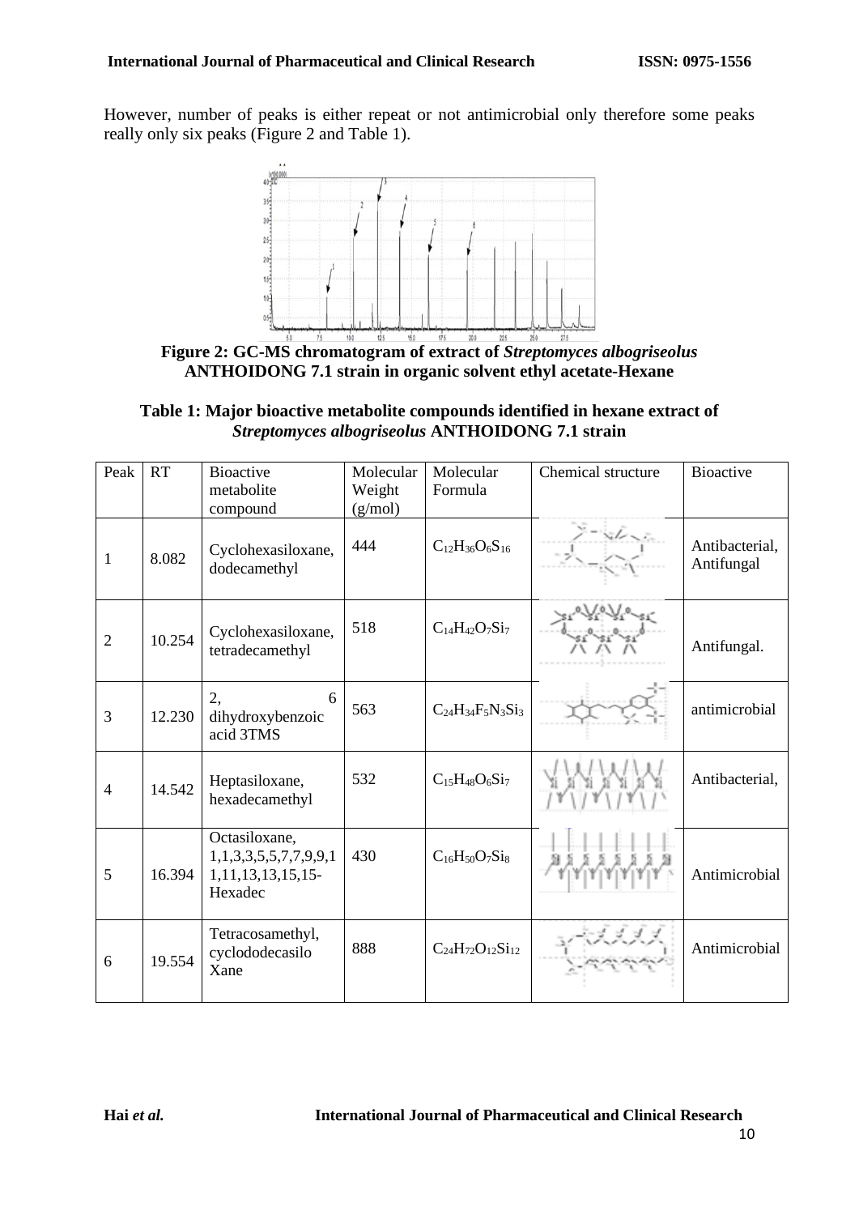However, number of peaks is either repeat or not antimicrobial only therefore some peaks really only six peaks (Figure 2 and Table 1).

**Figure 2: GC-MS chromatogram of extract of *Streptomyces albogriseolus* ANTHOIDONG 7.1 strain in organic solvent ethyl acetate-Hexane**

**Table 1: Major bioactive metabolite compounds identified in hexane extract of *Streptomyces albogriseolus* ANTHOIDONG 7.1 strain**

| Peak | RT | Bioactive metabolite compound | Molecular Weight (g/mol) | Molecular Formula | Chemical structure | Bioactive |
|---|---|---|---|---|---|---|
| 1 | 8.082 | Cyclohexasiloxane, dodecamethyl | 444 | $C_{12}H_{36}O_6S_{16}$ | | Antibacterial, Antifungal |
| 2 | 10.254 | Cyclohexasiloxane, tetradecamethyl | 518 | $C_{14}H_{42}O_7Si_7$ | | Antifungal. |
| 3 | 12.230 | 2, 6 dihydroxybenzoic acid 3TMS | 563 | $C_{24}H_{34}F_5N_3Si_3$ | | antimicrobial |
| 4 | 14.542 | Heptasiloxane, hexadecamethyl | 532 | $C_{15}H_{48}O_6Si_7$ | | Antibacterial, |
| 5 | 16.394 | Octasiloxane, 1,1,3,3,5,5,7,7,9,9,1 1,11,13,13,15,15-Hexadec | 430 | $C_{16}H_{50}O_7Si_8$ | | Antimicrobial |
| 6 | 19.554 | Tetracosamethyl, cyclododecasilo Xane | 888 | $C_{24}H_{72}O_{12}Si_{12}$ | | Antimicrobial |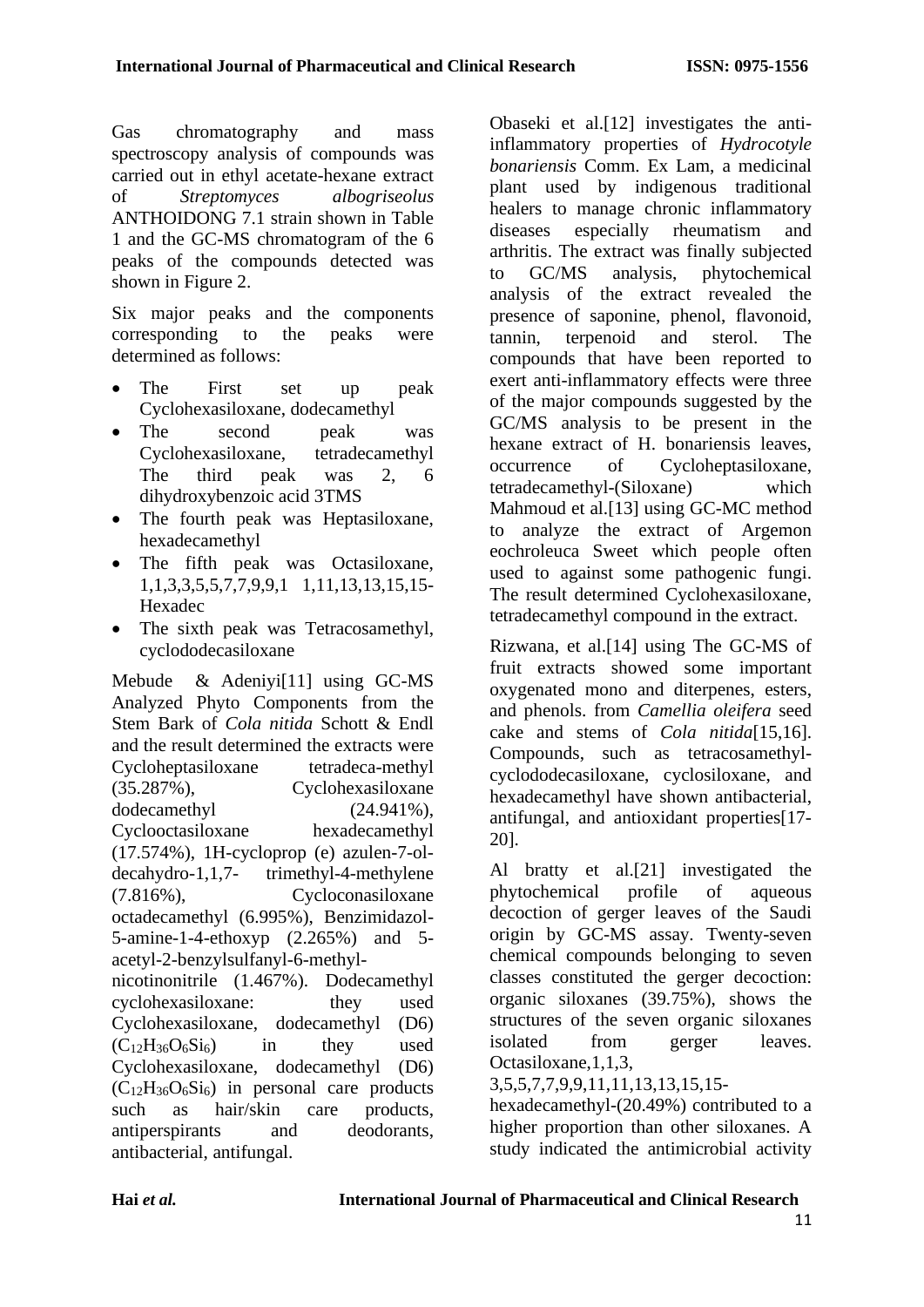Gas chromatography and mass spectroscopy analysis of compounds was carried out in ethyl acetate-hexane extract of *Streptomyces albogriseolus* ANTHOIDONG 7.1 strain shown in Table 1 and the GC-MS chromatogram of the 6 peaks of the compounds detected was shown in Figure 2.

Six major peaks and the components corresponding to the peaks were determined as follows:

- The First set up peak Cyclohexasiloxane, dodecamethyl
- The second peak was Cyclohexasiloxane, tetradecamethyl The third peak was 2, 6 dihydroxybenzoic acid 3TMS
- The fourth peak was Heptasiloxane, hexadecamethyl
- The fifth peak was Octasiloxane, 1,1,3,3,5,5,7,7,9,9,1 1,11,13,13,15,15-Hexadec
- The sixth peak was Tetracosamethyl, cyclododecasiloxane

Mebude & Adeniyi[11] using GC-MS Analyzed Phyto Components from the Stem Bark of *Cola nitida* Schott & Endl and the result determined the extracts were Cycloheptasiloxane tetradeca-methyl (35.287%), Cyclohexasiloxane dodecamethyl (24.941%), Cyclooctasiloxane hexadecamethyl (17.574%), 1H-cycloprop (e) azulen-7-ol-decahydro-1,1,7- trimethyl-4-methylene (7.816%), Cycloconasiloxane octadecamethyl (6.995%), Benzimidazol-5-amine-1-4-ethoxyp (2.265%) and 5-acetyl-2-benzylsulfanyl-6-methyl-nicotinonitrile (1.467%). Dodecamethyl cyclohexasiloxane: they used Cyclohexasiloxane, dodecamethyl (D6) ($C_{12}H_{36}O_6Si_6$) in they used Cyclohexasiloxane, dodecamethyl (D6) ($C_{12}H_{36}O_6Si_6$) in personal care products such as hair/skin care products, antiperspirants and deodorants, antibacterial, antifungal.

Obaseki et al.[12] investigates the anti-inflammatory properties of *Hydrocotyle bonariensis* Comm. Ex Lam, a medicinal plant used by indigenous traditional healers to manage chronic inflammatory diseases especially rheumatism and arthritis. The extract was finally subjected to GC/MS analysis, phytochemical analysis of the extract revealed the presence of saponine, phenol, flavonoid, tannin, terpenoid and sterol. The compounds that have been reported to exert anti-inflammatory effects were three of the major compounds suggested by the GC/MS analysis to be present in the hexane extract of H. bonariensis leaves, occurrence of Cycloheptasiloxane, tetradecamethyl-(Siloxane) which Mahmoud et al.[13] using GC-MC method to analyze the extract of Argemon eochroleuca Sweet which people often used to against some pathogenic fungi. The result determined Cyclohexasiloxane, tetradecamethyl compound in the extract.

Rizwana, et al.[14] using The GC-MS of fruit extracts showed some important oxygenated mono and diterpenes, esters, and phenols. from *Camellia oleifera* seed cake and stems of *Cola nitida*[15,16]. Compounds, such as tetracosamethyl-cyclododecasiloxane, cyclosiloxane, and hexadecamethyl have shown antibacterial, antifungal, and antioxidant properties[17-20].

Al bratty et al.[21] investigated the phytochemical profile of aqueous decoction of gerger leaves of the Saudi origin by GC-MS assay. Twenty-seven chemical compounds belonging to seven classes constituted the gerger decoction: organic siloxanes (39.75%), shows the structures of the seven organic siloxanes isolated from gerger leaves. Octasiloxane,1,1,3, 3,5,5,7,7,9,9,11,11,13,13,15,15-hexadecamethyl-(20.49%) contributed to a higher proportion than other siloxanes. A study indicated the antimicrobial activity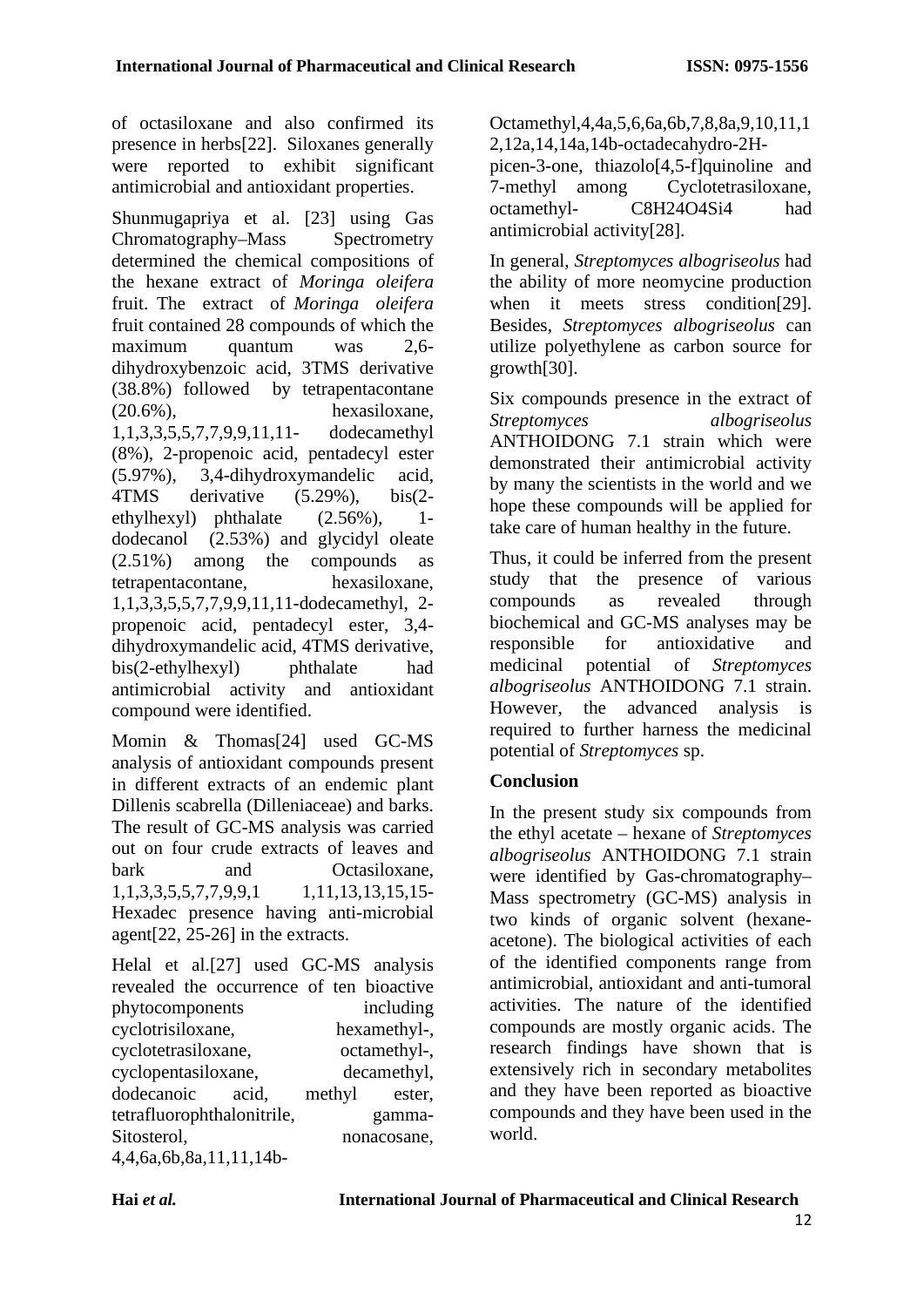of octasiloxane and also confirmed its presence in herbs[22]. Siloxanes generally were reported to exhibit significant antimicrobial and antioxidant properties.

Shunmugapriya et al. [23] using Gas Chromatography–Mass Spectrometry determined the chemical compositions of the hexane extract of *Moringa oleifera* fruit. The extract of *Moringa oleifera* fruit contained 28 compounds of which the maximum quantum was 2,6-dihydroxybenzoic acid, 3TMS derivative (38.8%) followed by tetrapentacontane (20.6%), hexasiloxane, 1,1,3,3,5,5,7,7,9,9,11,11- dodecamethyl (8%), 2-propenoic acid, pentadecyl ester (5.97%), 3,4-dihydroxymandelic acid, 4TMS derivative (5.29%), bis(2-ethylhexyl) phthalate (2.56%), 1-dodecanol (2.53%) and glycidyl oleate (2.51%) among the compounds as tetrapentacontane, hexasiloxane, 1,1,3,3,5,5,7,7,9,9,11,11-dodecamethyl, 2-propenoic acid, pentadecyl ester, 3,4-dihydroxymandelic acid, 4TMS derivative, bis(2-ethylhexyl) phthalate had antimicrobial activity and antioxidant compound were identified.

Momin & Thomas[24] used GC-MS analysis of antioxidant compounds present in different extracts of an endemic plant Dillenis scabrella (Dilleniaceae) and barks. The result of GC-MS analysis was carried out on four crude extracts of leaves and bark and Octasiloxane, 1,1,3,3,5,5,7,7,9,9,1 1,11,13,13,15,15-Hexadec presence having anti-microbial agent[22, 25-26] in the extracts.

Helal et al.[27] used GC-MS analysis revealed the occurrence of ten bioactive phytocomponents including cyclotrisiloxane, hexamethyl-, cyclotetrasiloxane, octamethyl-, cyclopentasiloxane, decamethyl, dodecanoic acid, methyl ester, tetrafluorophthalonitrile, gamma-Sitosterol, nonacosane, 4,4,6a,6b,8a,11,11,14b-Octamethyl,4,4a,5,6,6a,6b,7,8,8a,9,10,11,12,12a,14,14a,14b-octadecahydro-2H-picen-3-one, thiazolo[4,5-f]quinoline and 7-methyl among Cyclotetrasiloxane, octamethyl- $C_8H_{24}O_4Si_4$ had antimicrobial activity[28].

In general, *Streptomyces albogriseolus* had the ability of more neomycine production when it meets stress condition[29]. Besides, *Streptomyces albogriseolus* can utilize polyethylene as carbon source for growth[30].

Six compounds presence in the extract of *Streptomyces albogriseolus* ANTHOIDONG 7.1 strain which were demonstrated their antimicrobial activity by many the scientists in the world and we hope these compounds will be applied for take care of human healthy in the future.

Thus, it could be inferred from the present study that the presence of various compounds as revealed through biochemical and GC-MS analyses may be responsible for antioxidative and medicinal potential of *Streptomyces albogriseolus* ANTHOIDONG 7.1 strain. However, the advanced analysis is required to further harness the medicinal potential of *Streptomyces* sp.

## Conclusion

In the present study six compounds from the ethyl acetate – hexane of *Streptomyces albogriseolus* ANTHOIDONG 7.1 strain were identified by Gas-chromatography–Mass spectrometry (GC-MS) analysis in two kinds of organic solvent (hexane-acetone). The biological activities of each of the identified components range from antimicrobial, antioxidant and anti-tumoral activities. The nature of the identified compounds are mostly organic acids. The research findings have shown that is extensively rich in secondary metabolites and they have been reported as bioactive compounds and they have been used in the world.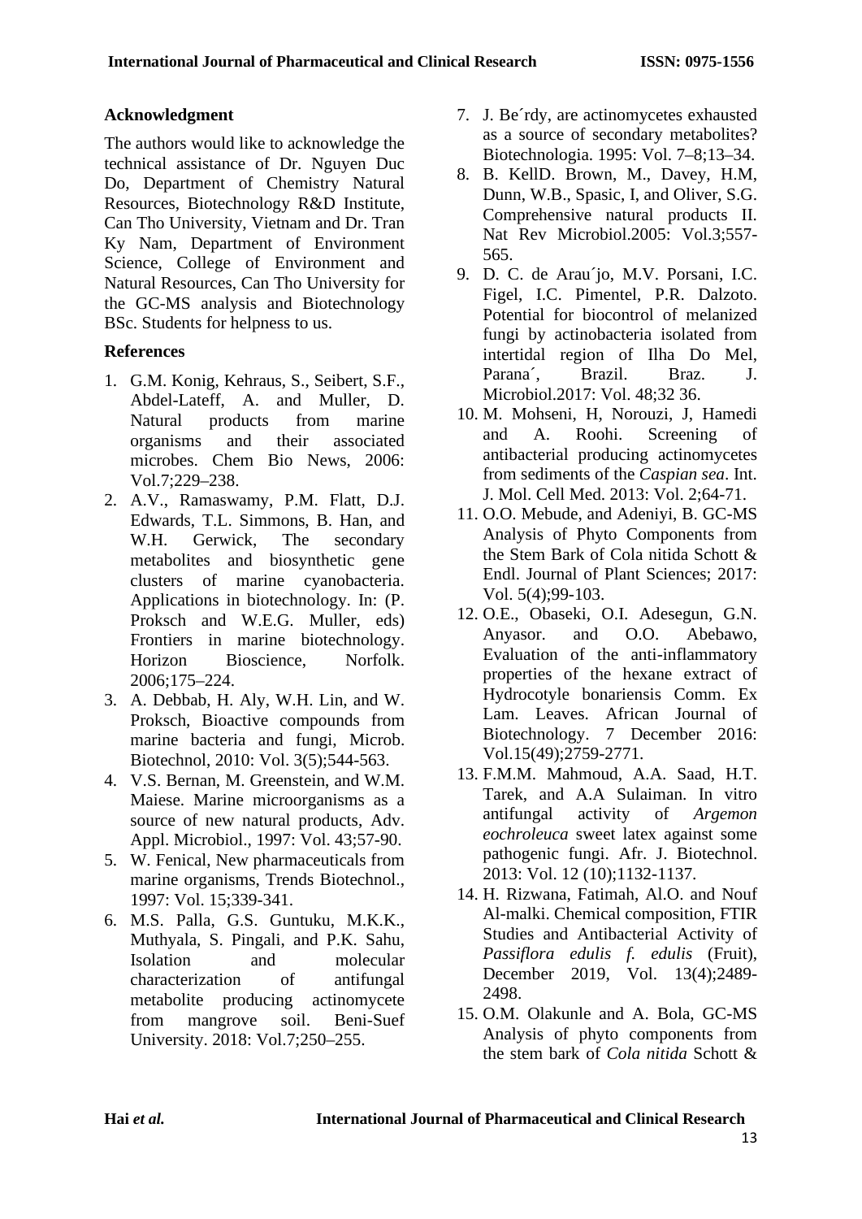## Acknowledgment

The authors would like to acknowledge the technical assistance of Dr. Nguyen Duc Do, Department of Chemistry Natural Resources, Biotechnology R&D Institute, Can Tho University, Vietnam and Dr. Tran Ky Nam, Department of Environment Science, College of Environment and Natural Resources, Can Tho University for the GC-MS analysis and Biotechnology BSc. Students for helpness to us.

## References

1. G.M. Konig, Kehraus, S., Seibert, S.F., Abdel-Lateff, A. and Muller, D. Natural products from marine organisms and their associated microbes. Chem Bio News, 2006: Vol.7;229–238.
2. A.V., Ramaswamy, P.M. Flatt, D.J. Edwards, T.L. Simmons, B. Han, and W.H. Gerwick, The secondary metabolites and biosynthetic gene clusters of marine cyanobacteria. Applications in biotechnology. In: (P. Proksch and W.E.G. Muller, eds) Frontiers in marine biotechnology. Horizon Bioscience, Norfolk. 2006;175–224.
3. A. Debbab, H. Aly, W.H. Lin, and W. Proksch, Bioactive compounds from marine bacteria and fungi, Microb. Biotechnol, 2010: Vol. 3(5);544-563.
4. V.S. Bernan, M. Greenstein, and W.M. Maiese. Marine microorganisms as a source of new natural products, Adv. Appl. Microbiol., 1997: Vol. 43;57-90.
5. W. Fenical, New pharmaceuticals from marine organisms, Trends Biotechnol., 1997: Vol. 15;339-341.
6. M.S. Palla, G.S. Guntuku, M.K.K., Muthyala, S. Pingali, and P.K. Sahu, Isolation and molecular characterization of antifungal metabolite producing actinomycete from mangrove soil. Beni-Suef University. 2018: Vol.7;250–255.
7. J. Be´rdy, are actinomycetes exhausted as a source of secondary metabolites? Biotechnologia. 1995: Vol. 7–8;13–34.
8. B. KellD. Brown, M., Davey, H.M, Dunn, W.B., Spasic, I, and Oliver, S.G. Comprehensive natural products II. Nat Rev Microbiol.2005: Vol.3;557-565.
9. D. C. de Arau´jo, M.V. Porsani, I.C. Figel, I.C. Pimentel, P.R. Dalzoto. Potential for biocontrol of melanized fungi by actinobacteria isolated from intertidal region of Ilha Do Mel, Parana´, Brazil. Braz. J. Microbiol.2017: Vol. 48;32 36.
10. M. Mohseni, H, Norouzi, J, Hamedi and A. Roohi. Screening of antibacterial producing actinomycetes from sediments of the *Caspian sea*. Int. J. Mol. Cell Med. 2013: Vol. 2;64-71.
11. O.O. Mebude, and Adeniyi, B. GC-MS Analysis of Phyto Components from the Stem Bark of Cola nitida Schott & Endl. Journal of Plant Sciences; 2017: Vol. 5(4);99-103.
12. O.E., Obaseki, O.I. Adesegun, G.N. Anyasor. and O.O. Abebawo, Evaluation of the anti-inflammatory properties of the hexane extract of Hydrocotyle bonariensis Comm. Ex Lam. Leaves. African Journal of Biotechnology. 7 December 2016: Vol.15(49);2759-2771.
13. F.M.M. Mahmoud, A.A. Saad, H.T. Tarek, and A.A Sulaiman. In vitro antifungal activity of *Argemon eochroleuca* sweet latex against some pathogenic fungi. Afr. J. Biotechnol. 2013: Vol. 12 (10);1132-1137.
14. H. Rizwana, Fatimah, Al.O. and Nouf Al-malki. Chemical composition, FTIR Studies and Antibacterial Activity of *Passiflora edulis f. edulis* (Fruit), December 2019, Vol. 13(4);2489-2498.
15. O.M. Olakunle and A. Bola, GC-MS Analysis of phyto components from the stem bark of *Cola nitida* Schott &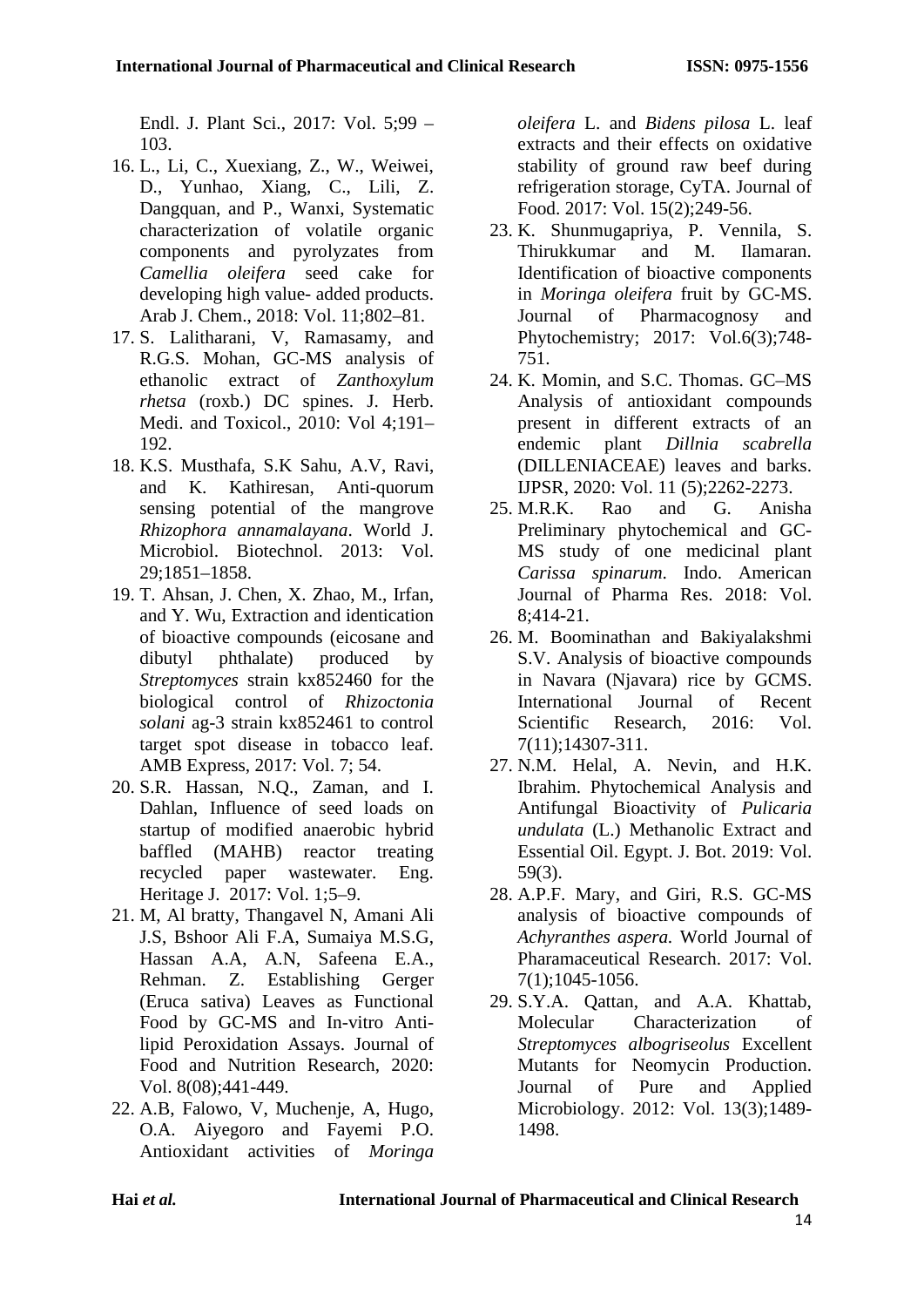Endl. J. Plant Sci., 2017: Vol. 5;99 – 103.

16. L., Li, C., Xuexiang, Z., W., Weiwei, D., Yunhao, Xiang, C., Lili, Z. Dangquan, and P., Wanxi, Systematic characterization of volatile organic components and pyrolyzates from *Camellia oleifera* seed cake for developing high value- added products. Arab J. Chem., 2018: Vol. 11;802–81.
17. S. Lalitharani, V, Ramasamy, and R.G.S. Mohan, GC-MS analysis of ethanolic extract of *Zanthoxylum rhetsa* (roxb.) DC spines. J. Herb. Medi. and Toxicol., 2010: Vol 4;191–192.
18. K.S. Musthafa, S.K Sahu, A.V, Ravi, and K. Kathiresan, Anti-quorum sensing potential of the mangrove *Rhizophora annamalayana*. World J. Microbiol. Biotechnol. 2013: Vol. 29;1851–1858.
19. T. Ahsan, J. Chen, X. Zhao, M., Irfan, and Y. Wu, Extraction and identication of bioactive compounds (eicosane and dibutyl phthalate) produced by *Streptomyces* strain kx852460 for the biological control of *Rhizoctonia solani* ag-3 strain kx852461 to control target spot disease in tobacco leaf. AMB Express, 2017: Vol. 7; 54.
20. S.R. Hassan, N.Q., Zaman, and I. Dahlan, Influence of seed loads on startup of modified anaerobic hybrid baffled (MAHB) reactor treating recycled paper wastewater. Eng. Heritage J. 2017: Vol. 1;5–9.
21. M, Al bratty, Thangavel N, Amani Ali J.S, Bshoor Ali F.A, Sumaiya M.S.G, Hassan A.A, A.N, Safeena E.A., Rehman. Z. Establishing Gerger (Eruca sativa) Leaves as Functional Food by GC-MS and In-vitro Anti-lipid Peroxidation Assays. Journal of Food and Nutrition Research, 2020: Vol. 8(08);441-449.
22. A.B, Falowo, V, Muchenje, A, Hugo, O.A. Aiyegoro and Fayemi P.O. Antioxidant activities of *Moringa oleifera* L. and *Bidens pilosa* L. leaf extracts and their effects on oxidative stability of ground raw beef during refrigeration storage, CyTA. Journal of Food. 2017: Vol. 15(2);249-56.
23. K. Shunmugapriya, P. Vennila, S. Thirukkumar and M. Ilamaran. Identification of bioactive components in *Moringa oleifera* fruit by GC-MS. Journal of Pharmacognosy and Phytochemistry; 2017: Vol.6(3);748-751.
24. K. Momin, and S.C. Thomas. GC–MS Analysis of antioxidant compounds present in different extracts of an endemic plant *Dillnia scabrella* (DILLENIACEAE) leaves and barks. IJPSR, 2020: Vol. 11 (5);2262-2273.
25. M.R.K. Rao and G. Anisha Preliminary phytochemical and GC-MS study of one medicinal plant *Carissa spinarum*. Indo. American Journal of Pharma Res. 2018: Vol. 8;414-21.
26. M. Boominathan and Bakiyalakshmi S.V. Analysis of bioactive compounds in Navara (Njavara) rice by GCMS. International Journal of Recent Scientific Research, 2016: Vol. 7(11);14307-311.
27. N.M. Helal, A. Nevin, and H.K. Ibrahim. Phytochemical Analysis and Antifungal Bioactivity of *Pulicaria undulata* (L.) Methanolic Extract and Essential Oil. Egypt. J. Bot. 2019: Vol. 59(3).
28. A.P.F. Mary, and Giri, R.S. GC-MS analysis of bioactive compounds of *Achyranthes aspera.* World Journal of Pharamaceutical Research. 2017: Vol. 7(1);1045-1056.
29. S.Y.A. Qattan, and A.A. Khattab, Molecular Characterization of *Streptomyces albogriseolus* Excellent Mutants for Neomycin Production. Journal of Pure and Applied Microbiology. 2012: Vol. 13(3);1489-1498.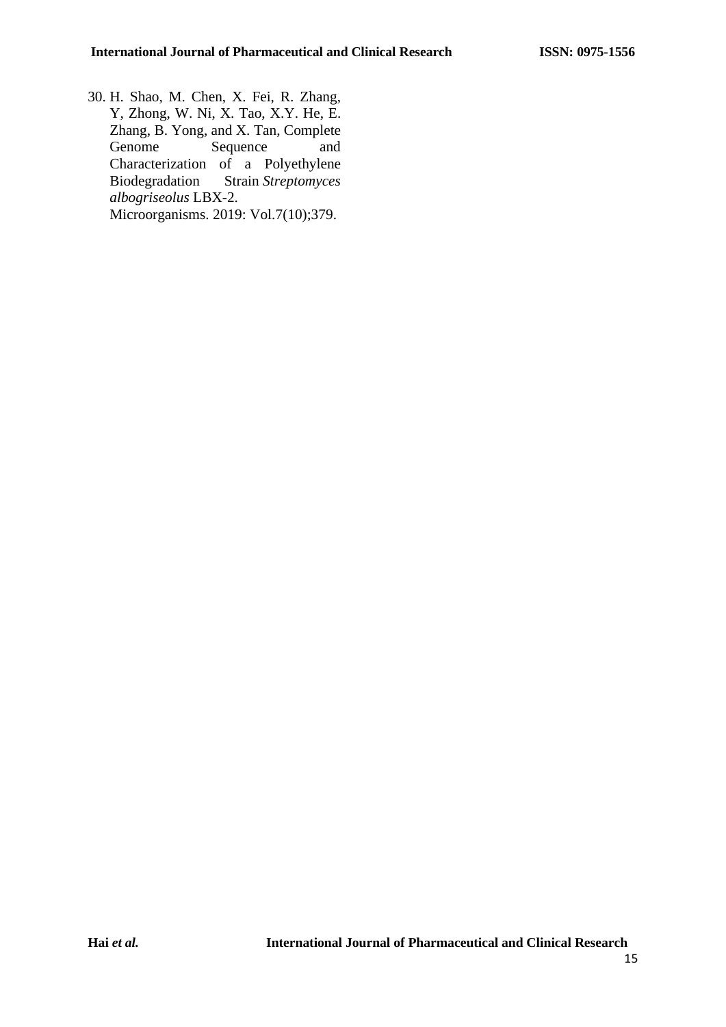30. H. Shao, M. Chen, X. Fei, R. Zhang, Y, Zhong, W. Ni, X. Tao, X.Y. He, E. Zhang, B. Yong, and X. Tan, Complete Genome Sequence and Characterization of a Polyethylene Biodegradation Strain *Streptomyces albogriseolus* LBX-2. Microorganisms. 2019: Vol.7(10);379.